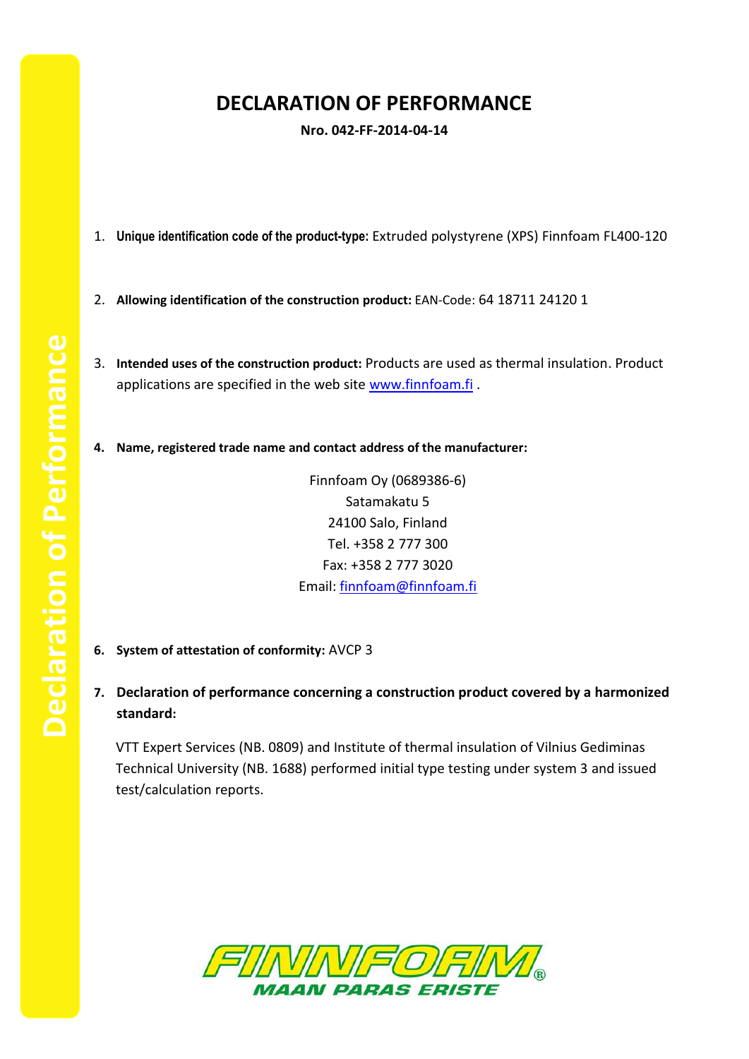# DECLARATION OF PERFORMANCE

**Nro. 042-FF-2014-04-14**

1. **Unique identification code of the product-type:** Extruded polystyrene (XPS) Finnfoam FL400-120

2. **Allowing identification of the construction product:** EAN-Code: 64 18711 24120 1

3. **Intended uses of the construction product:** Products are used as thermal insulation. Product applications are specified in the web site www.finnfoam.fi .

4. **Name, registered trade name and contact address of the manufacturer:**

   Finnfoam Oy (0689386-6)
   Satamakatu 5
   24100 Salo, Finland
   Tel. +358 2 777 300
   Fax: +358 2 777 3020
   Email: finnfoam@finnfoam.fi

6. **System of attestation of conformity:** AVCP 3

7. **Declaration of performance concerning a construction product covered by a harmonized standard:**

   VTT Expert Services (NB. 0809) and Institute of thermal insulation of Vilnius Gediminas Technical University (NB. 1688) performed initial type testing under system 3 and issued test/calculation reports.

FINNFOAM®
MAAN PARAS ERISTE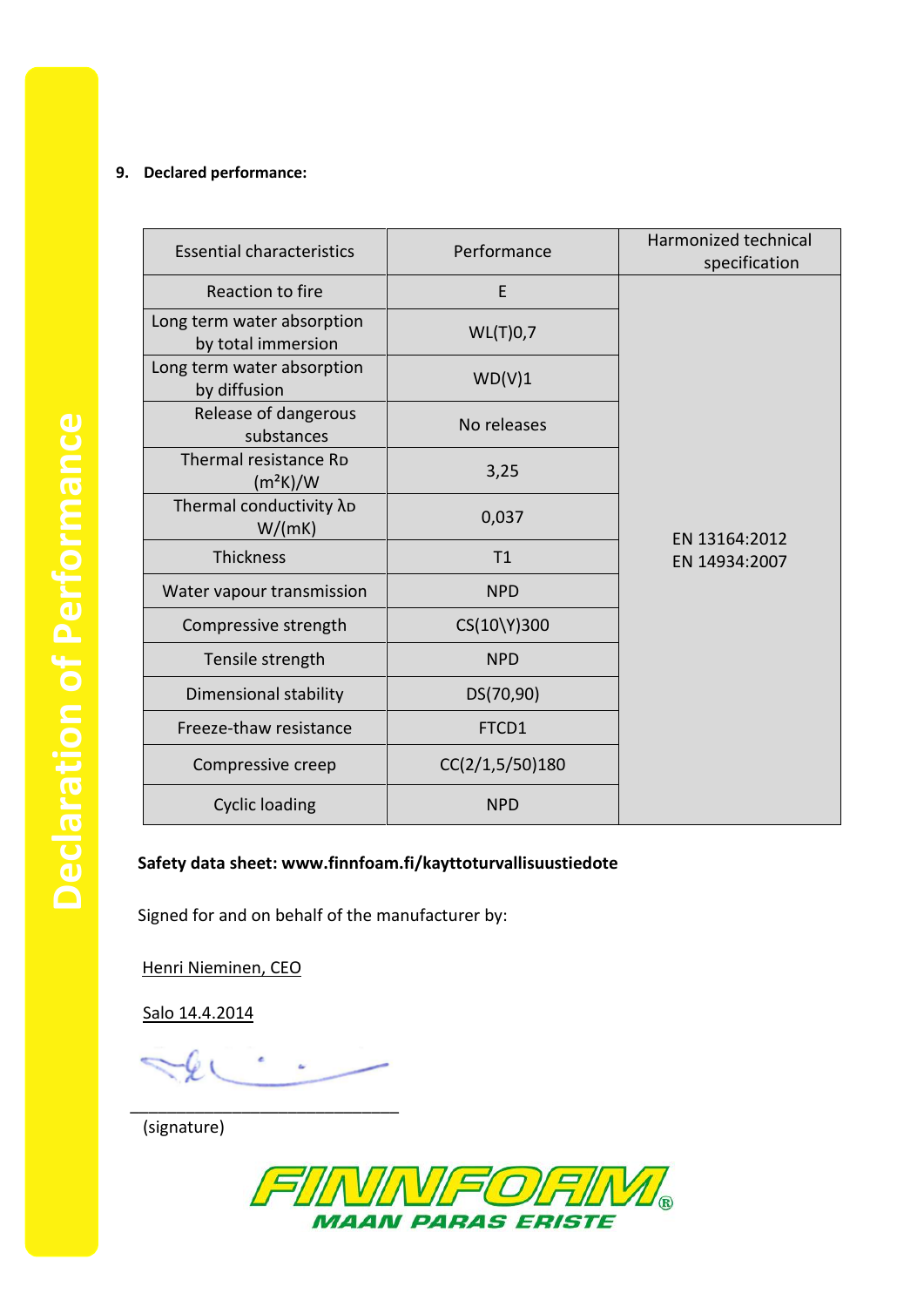**9. Declared performance:**

| Essential characteristics | Performance | Harmonized technical specification |
|---|---|---|
| Reaction to fire | E | EN 13164:2012<br>EN 14934:2007 |
| Long term water absorption by total immersion | WL(T)0,7 | |
| Long term water absorption by diffusion | WD(V)1 | |
| Release of dangerous substances | No releases | |
| Thermal resistance $R_D$ $(m^2K)/W$ | 3,25 | |
| Thermal conductivity $\lambda_D$ W/(mK) | 0,037 | |
| Thickness | T1 | |
| Water vapour transmission | NPD | |
| Compressive strength | CS(10\Y)300 | |
| Tensile strength | NPD | |
| Dimensional stability | DS(70,90) | |
| Freeze-thaw resistance | FTCD1 | |
| Compressive creep | CC(2/1,5/50)180 | |
| Cyclic loading | NPD | |

**Safety data sheet: www.finnfoam.fi/kayttoturvallisuustiedote**

Signed for and on behalf of the manufacturer by:

Henri Nieminen, CEO

Salo 14.4.2014

______________________________

(signature)

FINNFOAM®
MAAN PARAS ERISTE

Declaration of Performance